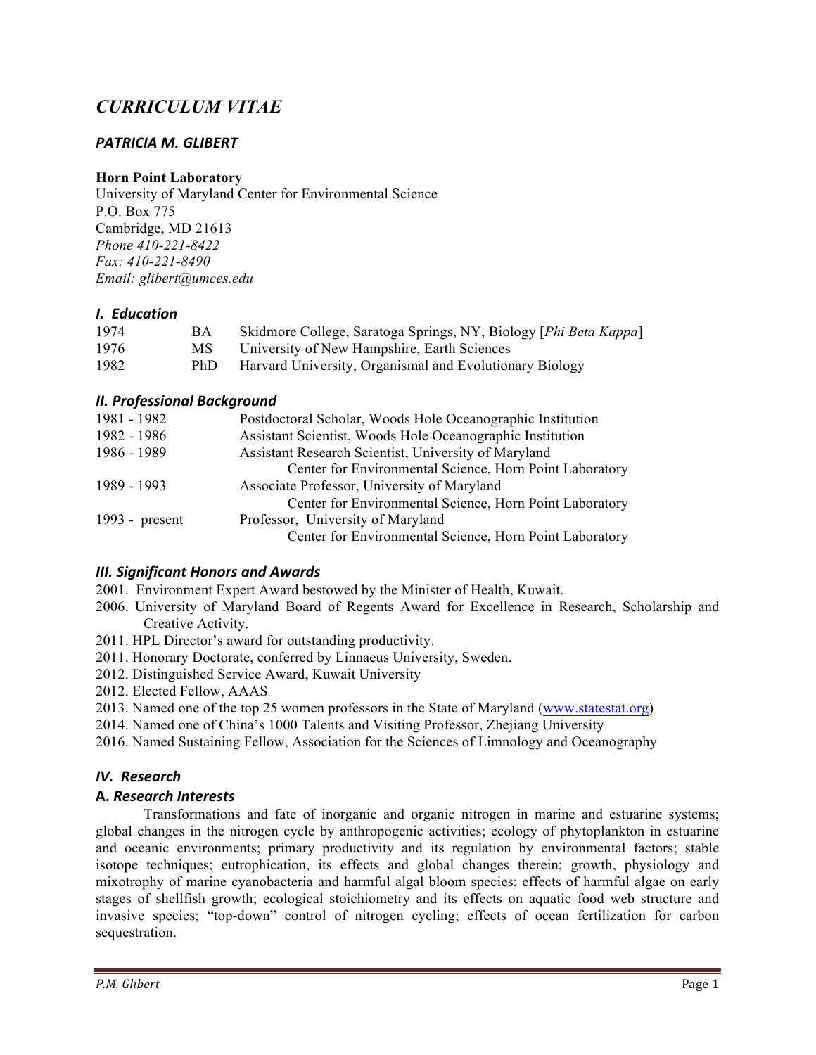# *CURRICULUM VITAE*

## *PATRICIA M. GLIBERT*

**Horn Point Laboratory**
University of Maryland Center for Environmental Science
P.O. Box 775
Cambridge, MD 21613
*Phone 410-221-8422*
*Fax: 410-221-8490*
*Email: glibert@umces.edu*

### *I. Education*

| | | |
|---|---|---|
| 1974 | BA | Skidmore College, Saratoga Springs, NY, Biology [*Phi Beta Kappa*] |
| 1976 | MS | University of New Hampshire, Earth Sciences |
| 1982 | PhD | Harvard University, Organismal and Evolutionary Biology |

### *II. Professional Background*

| | |
|---|---|
| 1981 - 1982 | Postdoctoral Scholar, Woods Hole Oceanographic Institution |
| 1982 - 1986 | Assistant Scientist, Woods Hole Oceanographic Institution |
| 1986 - 1989 | Assistant Research Scientist, University of Maryland Center for Environmental Science, Horn Point Laboratory |
| 1989 - 1993 | Associate Professor, University of Maryland Center for Environmental Science, Horn Point Laboratory |
| 1993 - present | Professor, University of Maryland Center for Environmental Science, Horn Point Laboratory |

### *III. Significant Honors and Awards*

2001. Environment Expert Award bestowed by the Minister of Health, Kuwait.
2006. University of Maryland Board of Regents Award for Excellence in Research, Scholarship and Creative Activity.
2011. HPL Director's award for outstanding productivity.
2011. Honorary Doctorate, conferred by Linnaeus University, Sweden.
2012. Distinguished Service Award, Kuwait University
2012. Elected Fellow, AAAS
2013. Named one of the top 25 women professors in the State of Maryland (www.statestat.org)
2014. Named one of China's 1000 Talents and Visiting Professor, Zhejiang University
2016. Named Sustaining Fellow, Association for the Sciences of Limnology and Oceanography

### *IV. Research*

#### A. *Research Interests*

Transformations and fate of inorganic and organic nitrogen in marine and estuarine systems; global changes in the nitrogen cycle by anthropogenic activities; ecology of phytoplankton in estuarine and oceanic environments; primary productivity and its regulation by environmental factors; stable isotope techniques; eutrophication, its effects and global changes therein; growth, physiology and mixotrophy of marine cyanobacteria and harmful algal bloom species; effects of harmful algae on early stages of shellfish growth; ecological stoichiometry and its effects on aquatic food web structure and invasive species; "top-down" control of nitrogen cycling; effects of ocean fertilization for carbon sequestration.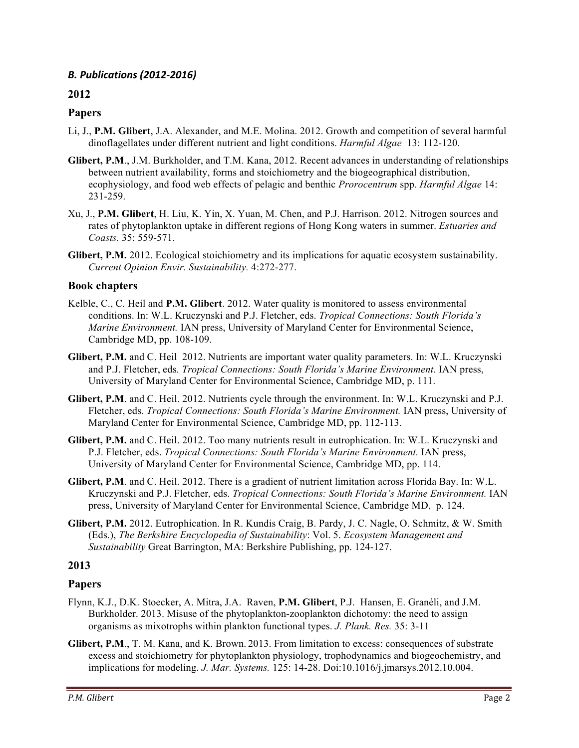### *B. Publications (2012-2016)*

### 2012

### Papers

Li, J., **P.M. Glibert**, J.A. Alexander, and M.E. Molina. 2012. Growth and competition of several harmful dinoflagellates under different nutrient and light conditions. *Harmful Algae* 13: 112-120.

**Glibert, P.M**., J.M. Burkholder, and T.M. Kana, 2012. Recent advances in understanding of relationships between nutrient availability, forms and stoichiometry and the biogeographical distribution, ecophysiology, and food web effects of pelagic and benthic *Prorocentrum* spp. *Harmful Algae* 14: 231-259.

Xu, J., **P.M. Glibert**, H. Liu, K. Yin, X. Yuan, M. Chen, and P.J. Harrison. 2012. Nitrogen sources and rates of phytoplankton uptake in different regions of Hong Kong waters in summer. *Estuaries and Coasts.* 35: 559-571.

**Glibert, P.M.** 2012. Ecological stoichiometry and its implications for aquatic ecosystem sustainability. *Current Opinion Envir. Sustainability.* 4:272-277.

### Book chapters

Kelble, C., C. Heil and **P.M. Glibert**. 2012. Water quality is monitored to assess environmental conditions. In: W.L. Kruczynski and P.J. Fletcher, eds. *Tropical Connections: South Florida's Marine Environment.* IAN press, University of Maryland Center for Environmental Science, Cambridge MD, pp. 108-109.

**Glibert, P.M.** and C. Heil 2012. Nutrients are important water quality parameters. In: W.L. Kruczynski and P.J. Fletcher, eds*. Tropical Connections: South Florida's Marine Environment.* IAN press, University of Maryland Center for Environmental Science, Cambridge MD, p. 111.

**Glibert, P.M**. and C. Heil. 2012. Nutrients cycle through the environment. In: W.L. Kruczynski and P.J. Fletcher, eds. *Tropical Connections: South Florida's Marine Environment.* IAN press, University of Maryland Center for Environmental Science, Cambridge MD, pp. 112-113.

**Glibert, P.M.** and C. Heil. 2012. Too many nutrients result in eutrophication. In: W.L. Kruczynski and P.J. Fletcher, eds. *Tropical Connections: South Florida's Marine Environment.* IAN press, University of Maryland Center for Environmental Science, Cambridge MD, pp. 114.

**Glibert, P.M**. and C. Heil. 2012. There is a gradient of nutrient limitation across Florida Bay. In: W.L. Kruczynski and P.J. Fletcher, eds. *Tropical Connections: South Florida's Marine Environment.* IAN press, University of Maryland Center for Environmental Science, Cambridge MD, p. 124.

**Glibert, P.M.** 2012. Eutrophication. In R. Kundis Craig, B. Pardy, J. C. Nagle, O. Schmitz, & W. Smith (Eds.), *The Berkshire Encyclopedia of Sustainability*: Vol. 5. *Ecosystem Management and Sustainability* Great Barrington, MA: Berkshire Publishing, pp. 124-127.

### 2013

### Papers

Flynn, K.J., D.K. Stoecker, A. Mitra, J.A. Raven, **P.M. Glibert**, P.J. Hansen, E. Granéli, and J.M. Burkholder. 2013. Misuse of the phytoplankton-zooplankton dichotomy: the need to assign organisms as mixotrophs within plankton functional types. *J. Plank. Res.* 35: 3-11

**Glibert, P.M**., T. M. Kana, and K. Brown. 2013. From limitation to excess: consequences of substrate excess and stoichiometry for phytoplankton physiology, trophodynamics and biogeochemistry, and implications for modeling. *J. Mar. Systems.* 125: 14-28. Doi:10.1016/j.jmarsys.2012.10.004.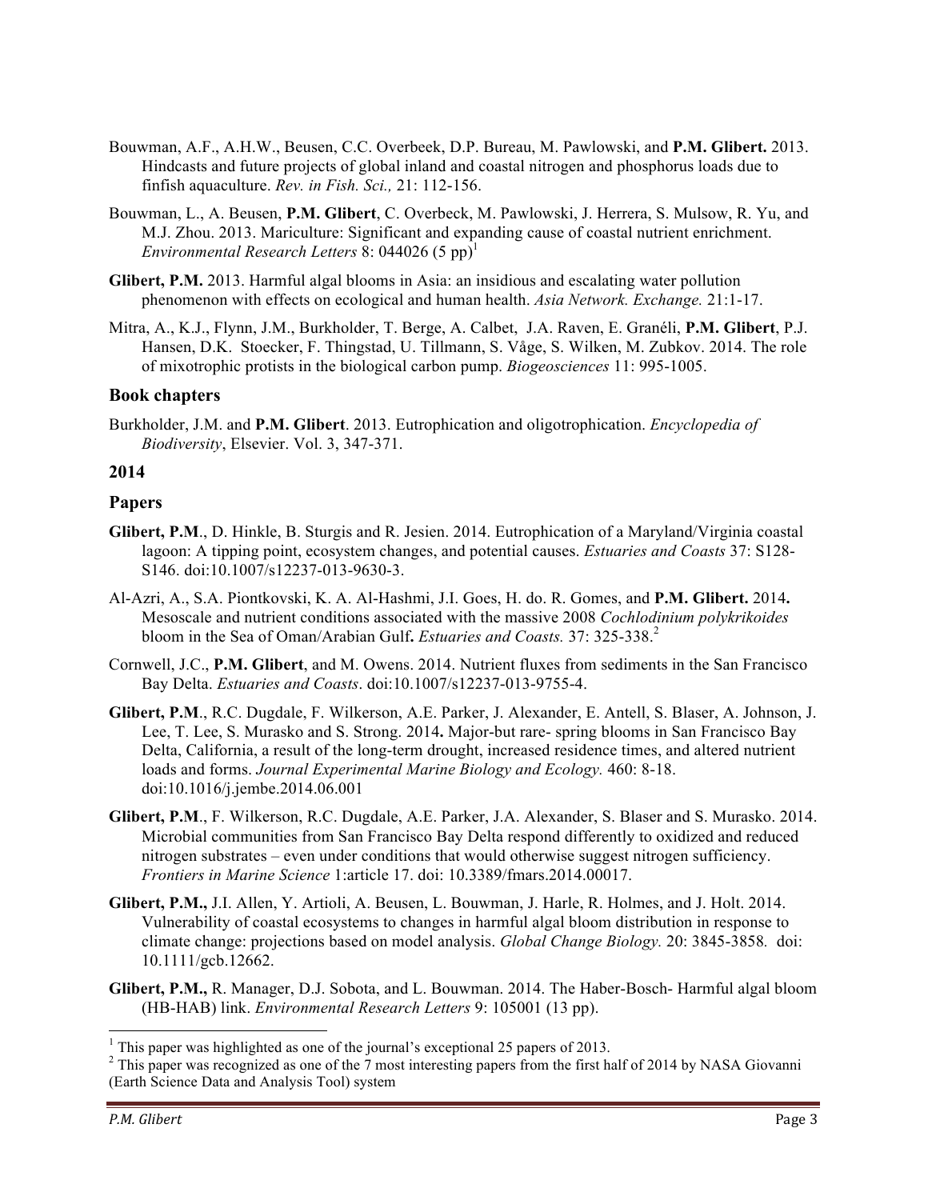Bouwman, A.F., A.H.W., Beusen, C.C. Overbeek, D.P. Bureau, M. Pawlowski, and **P.M. Glibert.** 2013. Hindcasts and future projects of global inland and coastal nitrogen and phosphorus loads due to finfish aquaculture. *Rev. in Fish. Sci.,* 21: 112-156.

Bouwman, L., A. Beusen, **P.M. Glibert**, C. Overbeck, M. Pawlowski, J. Herrera, S. Mulsow, R. Yu, and M.J. Zhou. 2013. Mariculture: Significant and expanding cause of coastal nutrient enrichment. *Environmental Research Letters* 8: 044026 (5 pp)[1]

**Glibert, P.M.** 2013. Harmful algal blooms in Asia: an insidious and escalating water pollution phenomenon with effects on ecological and human health. *Asia Network. Exchange.* 21:1-17.

Mitra, A., K.J., Flynn, J.M., Burkholder, T. Berge, A. Calbet, J.A. Raven, E. Granéli, **P.M. Glibert**, P.J. Hansen, D.K. Stoecker, F. Thingstad, U. Tillmann, S. Våge, S. Wilken, M. Zubkov. 2014. The role of mixotrophic protists in the biological carbon pump. *Biogeosciences* 11: 995-1005.

### Book chapters

Burkholder, J.M. and **P.M. Glibert**. 2013. Eutrophication and oligotrophication. *Encyclopedia of Biodiversity*, Elsevier. Vol. 3, 347-371.

## 2014

### Papers

**Glibert, P.M**., D. Hinkle, B. Sturgis and R. Jesien. 2014. Eutrophication of a Maryland/Virginia coastal lagoon: A tipping point, ecosystem changes, and potential causes. *Estuaries and Coasts* 37: S128-S146. doi:10.1007/s12237-013-9630-3.

Al-Azri, A., S.A. Piontkovski, K. A. Al-Hashmi, J.I. Goes, H. do. R. Gomes, and **P.M. Glibert.** 2014**.** Mesoscale and nutrient conditions associated with the massive 2008 *Cochlodinium polykrikoides* bloom in the Sea of Oman/Arabian Gulf**.** *Estuaries and Coasts.* 37: 325-338.[2]

Cornwell, J.C., **P.M. Glibert**, and M. Owens. 2014. Nutrient fluxes from sediments in the San Francisco Bay Delta. *Estuaries and Coasts*. doi:10.1007/s12237-013-9755-4.

**Glibert, P.M**., R.C. Dugdale, F. Wilkerson, A.E. Parker, J. Alexander, E. Antell, S. Blaser, A. Johnson, J. Lee, T. Lee, S. Murasko and S. Strong. 2014**.** Major-but rare- spring blooms in San Francisco Bay Delta, California, a result of the long-term drought, increased residence times, and altered nutrient loads and forms. *Journal Experimental Marine Biology and Ecology.* 460: 8-18. doi:10.1016/j.jembe.2014.06.001

**Glibert, P.M**., F. Wilkerson, R.C. Dugdale, A.E. Parker, J.A. Alexander, S. Blaser and S. Murasko. 2014. Microbial communities from San Francisco Bay Delta respond differently to oxidized and reduced nitrogen substrates – even under conditions that would otherwise suggest nitrogen sufficiency. *Frontiers in Marine Science* 1:article 17. doi: 10.3389/fmars.2014.00017.

**Glibert, P.M.,** J.I. Allen, Y. Artioli, A. Beusen, L. Bouwman, J. Harle, R. Holmes, and J. Holt. 2014. Vulnerability of coastal ecosystems to changes in harmful algal bloom distribution in response to climate change: projections based on model analysis. *Global Change Biology.* 20: 3845-3858*.* doi: 10.1111/gcb.12662.

**Glibert, P.M.,** R. Manager, D.J. Sobota, and L. Bouwman. 2014. The Haber-Bosch- Harmful algal bloom (HB-HAB) link. *Environmental Research Letters* 9: 105001 (13 pp).

---

[1] This paper was highlighted as one of the journal's exceptional 25 papers of 2013.

[2] This paper was recognized as one of the 7 most interesting papers from the first half of 2014 by NASA Giovanni (Earth Science Data and Analysis Tool) system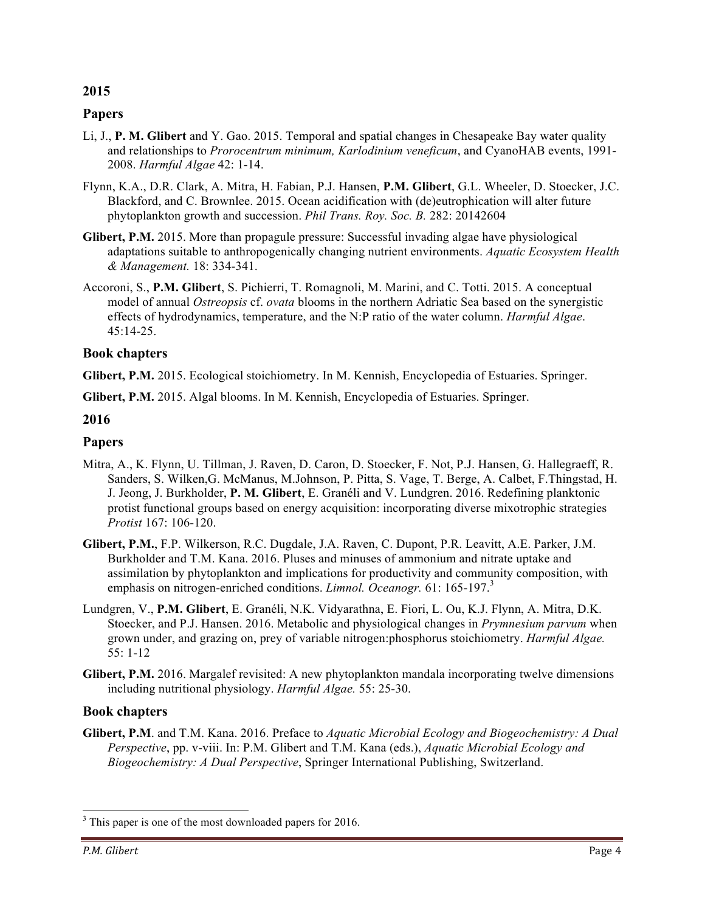## 2015

### Papers

Li, J., **P. M. Glibert** and Y. Gao. 2015. Temporal and spatial changes in Chesapeake Bay water quality and relationships to *Prorocentrum minimum, Karlodinium veneficum*, and CyanoHAB events, 1991-2008. *Harmful Algae* 42: 1-14.

Flynn, K.A., D.R. Clark, A. Mitra, H. Fabian, P.J. Hansen, **P.M. Glibert**, G.L. Wheeler, D. Stoecker, J.C. Blackford, and C. Brownlee. 2015. Ocean acidification with (de)eutrophication will alter future phytoplankton growth and succession. *Phil Trans. Roy. Soc. B.* 282: 20142604

**Glibert, P.M.** 2015. More than propagule pressure: Successful invading algae have physiological adaptations suitable to anthropogenically changing nutrient environments. *Aquatic Ecosystem Health & Management.* 18: 334-341.

Accoroni, S., **P.M. Glibert**, S. Pichierri, T. Romagnoli, M. Marini, and C. Totti. 2015. A conceptual model of annual *Ostreopsis* cf. *ovata* blooms in the northern Adriatic Sea based on the synergistic effects of hydrodynamics, temperature, and the N:P ratio of the water column. *Harmful Algae*. 45:14-25.

### Book chapters

**Glibert, P.M.** 2015. Ecological stoichiometry. In M. Kennish, Encyclopedia of Estuaries. Springer.

**Glibert, P.M.** 2015. Algal blooms. In M. Kennish, Encyclopedia of Estuaries. Springer.

## 2016

### Papers

Mitra, A., K. Flynn, U. Tillman, J. Raven, D. Caron, D. Stoecker, F. Not, P.J. Hansen, G. Hallegraeff, R. Sanders, S. Wilken,G. McManus, M.Johnson, P. Pitta, S. Vage, T. Berge, A. Calbet, F.Thingstad, H. J. Jeong, J. Burkholder, **P. M. Glibert**, E. Granéli and V. Lundgren. 2016. Redefining planktonic protist functional groups based on energy acquisition: incorporating diverse mixotrophic strategies *Protist* 167: 106-120.

**Glibert, P.M.**, F.P. Wilkerson, R.C. Dugdale, J.A. Raven, C. Dupont, P.R. Leavitt, A.E. Parker, J.M. Burkholder and T.M. Kana. 2016. Pluses and minuses of ammonium and nitrate uptake and assimilation by phytoplankton and implications for productivity and community composition, with emphasis on nitrogen-enriched conditions. *Limnol. Oceanogr.* 61: 165-197.[3]

Lundgren, V., **P.M. Glibert**, E. Granéli, N.K. Vidyarathna, E. Fiori, L. Ou, K.J. Flynn, A. Mitra, D.K. Stoecker, and P.J. Hansen. 2016. Metabolic and physiological changes in *Prymnesium parvum* when grown under, and grazing on, prey of variable nitrogen:phosphorus stoichiometry. *Harmful Algae.* 55: 1-12

**Glibert, P.M.** 2016. Margalef revisited: A new phytoplankton mandala incorporating twelve dimensions including nutritional physiology. *Harmful Algae.* 55: 25-30.

### Book chapters

**Glibert, P.M**. and T.M. Kana. 2016. Preface to *Aquatic Microbial Ecology and Biogeochemistry: A Dual Perspective*, pp. v-viii. In: P.M. Glibert and T.M. Kana (eds.), *Aquatic Microbial Ecology and Biogeochemistry: A Dual Perspective*, Springer International Publishing, Switzerland.

---

[3] This paper is one of the most downloaded papers for 2016.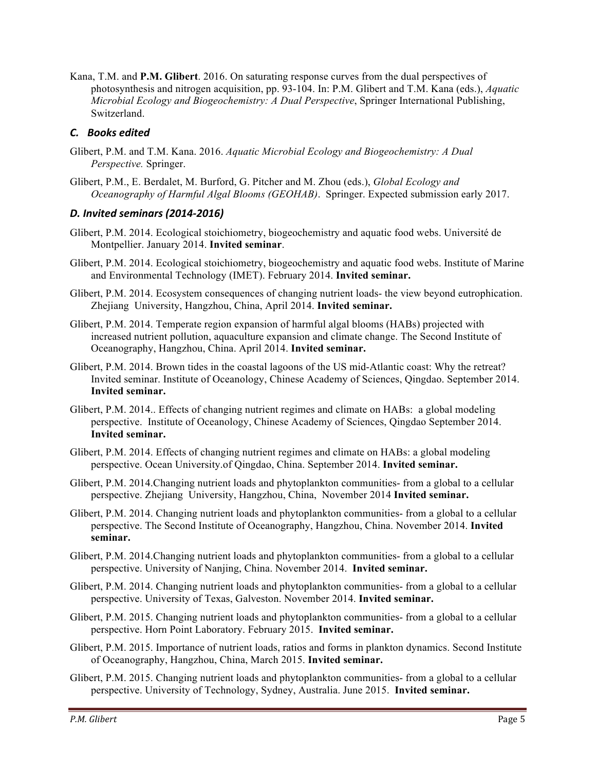Kana, T.M. and **P.M. Glibert**. 2016. On saturating response curves from the dual perspectives of photosynthesis and nitrogen acquisition, pp. 93-104. In: P.M. Glibert and T.M. Kana (eds.), *Aquatic Microbial Ecology and Biogeochemistry: A Dual Perspective*, Springer International Publishing, Switzerland.

### *C. Books edited*

Glibert, P.M. and T.M. Kana. 2016. *Aquatic Microbial Ecology and Biogeochemistry: A Dual Perspective.* Springer.

Glibert, P.M., E. Berdalet, M. Burford, G. Pitcher and M. Zhou (eds.), *Global Ecology and Oceanography of Harmful Algal Blooms (GEOHAB)*. Springer. Expected submission early 2017.

### *D. Invited seminars (2014-2016)*

Glibert, P.M. 2014. Ecological stoichiometry, biogeochemistry and aquatic food webs. Université de Montpellier. January 2014. **Invited seminar**.

Glibert, P.M. 2014. Ecological stoichiometry, biogeochemistry and aquatic food webs. Institute of Marine and Environmental Technology (IMET). February 2014. **Invited seminar.**

Glibert, P.M. 2014. Ecosystem consequences of changing nutrient loads- the view beyond eutrophication. Zhejiang University, Hangzhou, China, April 2014. **Invited seminar.**

Glibert, P.M. 2014. Temperate region expansion of harmful algal blooms (HABs) projected with increased nutrient pollution, aquaculture expansion and climate change. The Second Institute of Oceanography, Hangzhou, China. April 2014. **Invited seminar.**

Glibert, P.M. 2014. Brown tides in the coastal lagoons of the US mid-Atlantic coast: Why the retreat? Invited seminar. Institute of Oceanology, Chinese Academy of Sciences, Qingdao. September 2014. **Invited seminar.**

Glibert, P.M. 2014.. Effects of changing nutrient regimes and climate on HABs: a global modeling perspective. Institute of Oceanology, Chinese Academy of Sciences, Qingdao September 2014. **Invited seminar.**

Glibert, P.M. 2014. Effects of changing nutrient regimes and climate on HABs: a global modeling perspective. Ocean University.of Qingdao, China. September 2014. **Invited seminar.**

Glibert, P.M. 2014.Changing nutrient loads and phytoplankton communities- from a global to a cellular perspective. Zhejiang University, Hangzhou, China, November 2014 **Invited seminar.**

Glibert, P.M. 2014. Changing nutrient loads and phytoplankton communities- from a global to a cellular perspective. The Second Institute of Oceanography, Hangzhou, China. November 2014. **Invited seminar.**

Glibert, P.M. 2014.Changing nutrient loads and phytoplankton communities- from a global to a cellular perspective. University of Nanjing, China. November 2014. **Invited seminar.**

Glibert, P.M. 2014. Changing nutrient loads and phytoplankton communities- from a global to a cellular perspective. University of Texas, Galveston. November 2014. **Invited seminar.**

Glibert, P.M. 2015. Changing nutrient loads and phytoplankton communities- from a global to a cellular perspective. Horn Point Laboratory. February 2015. **Invited seminar.**

Glibert, P.M. 2015. Importance of nutrient loads, ratios and forms in plankton dynamics. Second Institute of Oceanography, Hangzhou, China, March 2015. **Invited seminar.**

Glibert, P.M. 2015. Changing nutrient loads and phytoplankton communities- from a global to a cellular perspective. University of Technology, Sydney, Australia. June 2015. **Invited seminar.**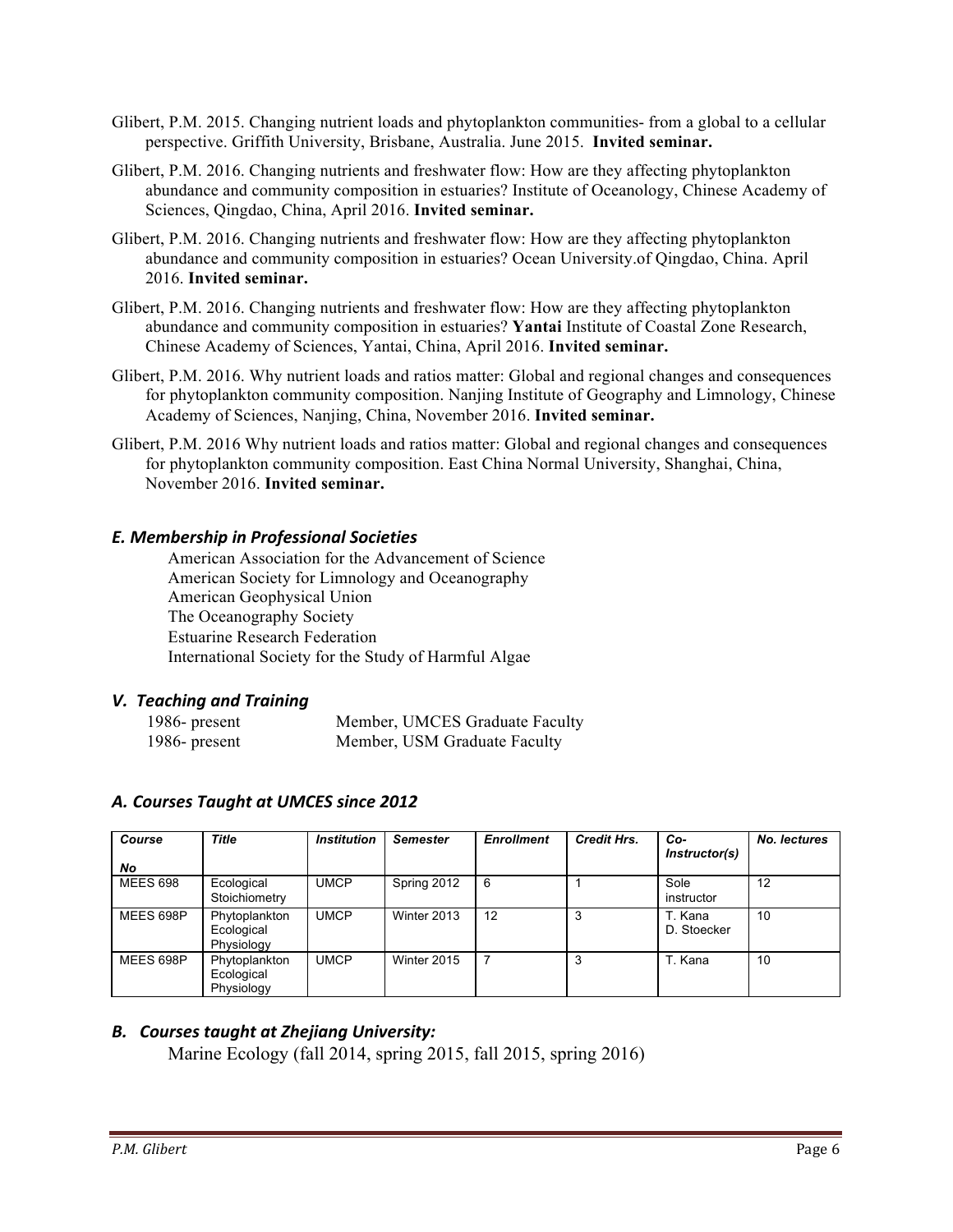Glibert, P.M. 2015. Changing nutrient loads and phytoplankton communities- from a global to a cellular perspective. Griffith University, Brisbane, Australia. June 2015. **Invited seminar.**

Glibert, P.M. 2016. Changing nutrients and freshwater flow: How are they affecting phytoplankton abundance and community composition in estuaries? Institute of Oceanology, Chinese Academy of Sciences, Qingdao, China, April 2016. **Invited seminar.**

Glibert, P.M. 2016. Changing nutrients and freshwater flow: How are they affecting phytoplankton abundance and community composition in estuaries? Ocean University.of Qingdao, China. April 2016. **Invited seminar.**

Glibert, P.M. 2016. Changing nutrients and freshwater flow: How are they affecting phytoplankton abundance and community composition in estuaries? **Yantai** Institute of Coastal Zone Research, Chinese Academy of Sciences, Yantai, China, April 2016. **Invited seminar.**

Glibert, P.M. 2016. Why nutrient loads and ratios matter: Global and regional changes and consequences for phytoplankton community composition. Nanjing Institute of Geography and Limnology, Chinese Academy of Sciences, Nanjing, China, November 2016. **Invited seminar.**

Glibert, P.M. 2016 Why nutrient loads and ratios matter: Global and regional changes and consequences for phytoplankton community composition. East China Normal University, Shanghai, China, November 2016. **Invited seminar.**

### *E. Membership in Professional Societies*

American Association for the Advancement of Science
American Society for Limnology and Oceanography
American Geophysical Union
The Oceanography Society
Estuarine Research Federation
International Society for the Study of Harmful Algae

## *V. Teaching and Training*

| | |
|---|---|
| 1986- present | Member, UMCES Graduate Faculty |
| 1986- present | Member, USM Graduate Faculty |

### *A. Courses Taught at UMCES since 2012*

| Course No | Title | Institution | Semester | Enrollment | Credit Hrs. | Co-Instructor(s) | No. lectures |
|---|---|---|---|---|---|---|---|
| MEES 698 | Ecological Stoichiometry | UMCP | Spring 2012 | 6 | 1 | Sole instructor | 12 |
| MEES 698P | Phytoplankton Ecological Physiology | UMCP | Winter 2013 | 12 | 3 | T. Kana D. Stoecker | 10 |
| MEES 698P | Phytoplankton Ecological Physiology | UMCP | Winter 2015 | 7 | 3 | T. Kana | 10 |

### *B. Courses taught at Zhejiang University:*

Marine Ecology (fall 2014, spring 2015, fall 2015, spring 2016)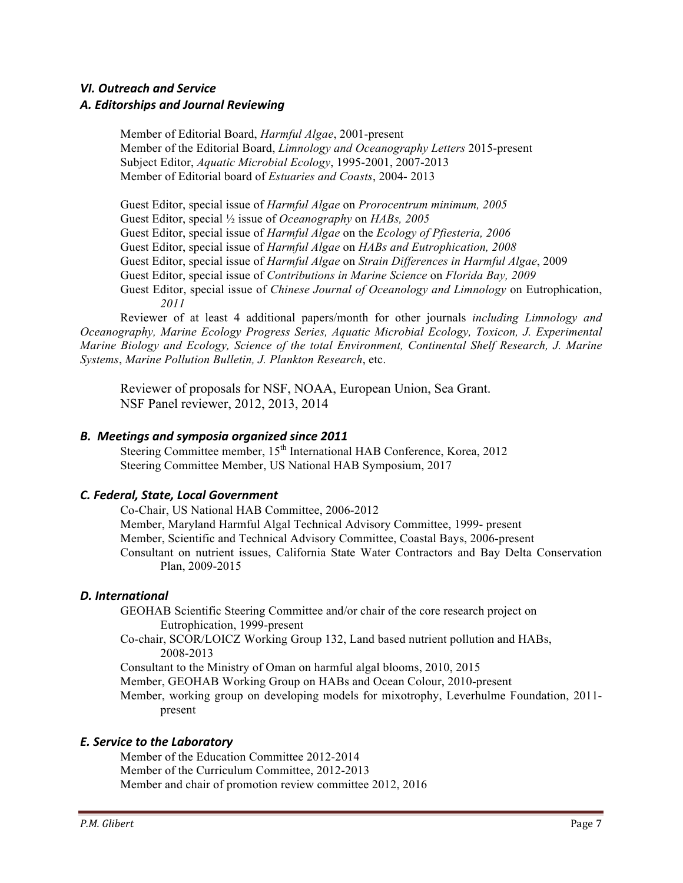## *VI. Outreach and Service*

### *A. Editorships and Journal Reviewing*

Member of Editorial Board, *Harmful Algae*, 2001-present
Member of the Editorial Board, *Limnology and Oceanography Letters* 2015-present
Subject Editor, *Aquatic Microbial Ecology*, 1995-2001, 2007-2013
Member of Editorial board of *Estuaries and Coasts*, 2004- 2013

Guest Editor, special issue of *Harmful Algae* on *Prorocentrum minimum, 2005*
Guest Editor, special ½ issue of *Oceanography* on *HABs, 2005*
Guest Editor, special issue of *Harmful Algae* on the *Ecology of Pfiesteria, 2006*
Guest Editor, special issue of *Harmful Algae* on *HABs and Eutrophication, 2008*
Guest Editor, special issue of *Harmful Algae* on *Strain Differences in Harmful Algae*, 2009
Guest Editor, special issue of *Contributions in Marine Science* on *Florida Bay, 2009*
Guest Editor, special issue of *Chinese Journal of Oceanology and Limnology* on Eutrophication, *2011*

Reviewer of at least 4 additional papers/month for other journals *including Limnology and Oceanography, Marine Ecology Progress Series, Aquatic Microbial Ecology, Toxicon, J. Experimental Marine Biology and Ecology, Science of the total Environment, Continental Shelf Research, J. Marine Systems*, *Marine Pollution Bulletin, J. Plankton Research*, etc.

Reviewer of proposals for NSF, NOAA, European Union, Sea Grant.
NSF Panel reviewer, 2012, 2013, 2014

### *B. Meetings and symposia organized since 2011*

Steering Committee member, 15th International HAB Conference, Korea, 2012
Steering Committee Member, US National HAB Symposium, 2017

### *C. Federal, State, Local Government*

Co-Chair, US National HAB Committee, 2006-2012
Member, Maryland Harmful Algal Technical Advisory Committee, 1999- present
Member, Scientific and Technical Advisory Committee, Coastal Bays, 2006-present
Consultant on nutrient issues, California State Water Contractors and Bay Delta Conservation Plan, 2009-2015

### *D. International*

GEOHAB Scientific Steering Committee and/or chair of the core research project on Eutrophication, 1999-present
Co-chair, SCOR/LOICZ Working Group 132, Land based nutrient pollution and HABs, 2008-2013
Consultant to the Ministry of Oman on harmful algal blooms, 2010, 2015
Member, GEOHAB Working Group on HABs and Ocean Colour, 2010-present
Member, working group on developing models for mixotrophy, Leverhulme Foundation, 2011-present

### *E. Service to the Laboratory*

Member of the Education Committee 2012-2014
Member of the Curriculum Committee, 2012-2013
Member and chair of promotion review committee 2012, 2016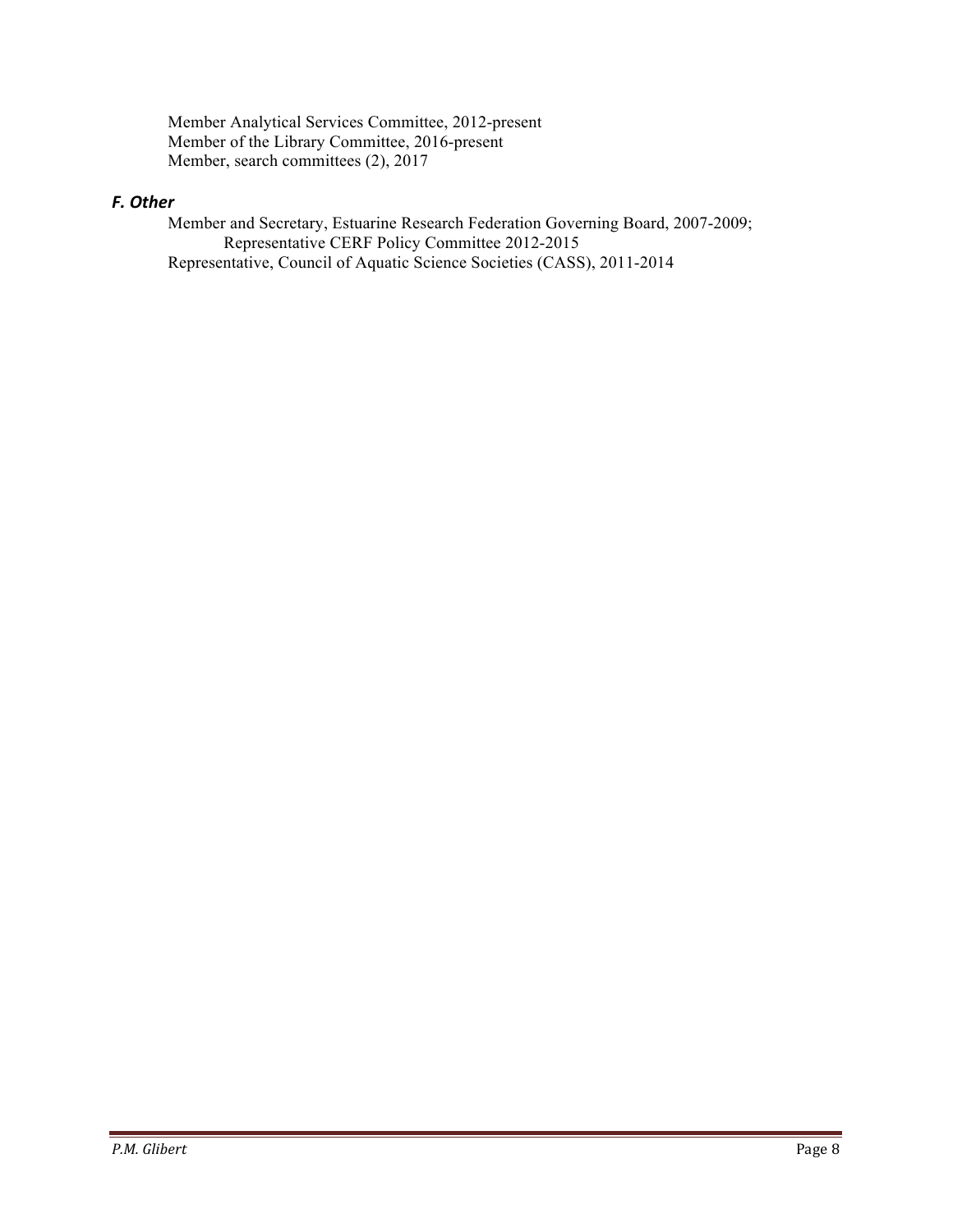Member Analytical Services Committee, 2012-present
Member of the Library Committee, 2016-present
Member, search committees (2), 2017

### *F. Other*

Member and Secretary, Estuarine Research Federation Governing Board, 2007-2009;
  Representative CERF Policy Committee 2012-2015
Representative, Council of Aquatic Science Societies (CASS), 2011-2014